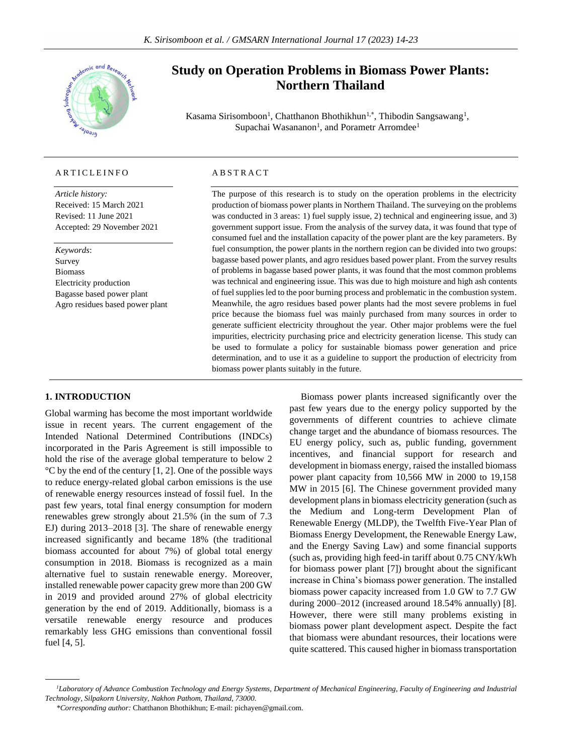# Study on Operation Problems in Biomass Power Plants: Northern Thailand

Kasama Sirisomboon[1], Chatthanon Bhothikhun[1,*], Thibodin Sangsawang[1], Supachai Wasananon[1], and Porametr Arromdee[1]

**ARTICLEINFO**

*Article history:*
Received: 15 March 2021
Revised: 11 June 2021
Accepted: 29 November 2021

*Keywords*:
Survey
Biomass
Electricity production
Bagasse based power plant
Agro residues based power plant

**ABSTRACT**

The purpose of this research is to study on the operation problems in the electricity production of biomass power plants in Northern Thailand. The surveying on the problems was conducted in 3 areas: 1) fuel supply issue, 2) technical and engineering issue, and 3) government support issue. From the analysis of the survey data, it was found that type of consumed fuel and the installation capacity of the power plant are the key parameters. By fuel consumption, the power plants in the northern region can be divided into two groups: bagasse based power plants, and agro residues based power plant. From the survey results of problems in bagasse based power plants, it was found that the most common problems was technical and engineering issue. This was due to high moisture and high ash contents of fuel supplies led to the poor burning process and problematic in the combustion system. Meanwhile, the agro residues based power plants had the most severe problems in fuel price because the biomass fuel was mainly purchased from many sources in order to generate sufficient electricity throughout the year. Other major problems were the fuel impurities, electricity purchasing price and electricity generation license. This study can be used to formulate a policy for sustainable biomass power generation and price determination, and to use it as a guideline to support the production of electricity from biomass power plants suitably in the future.

## 1. INTRODUCTION

Global warming has become the most important worldwide issue in recent years. The current engagement of the Intended National Determined Contributions (INDCs) incorporated in the Paris Agreement is still impossible to hold the rise of the average global temperature to below 2 °C by the end of the century [1, 2]. One of the possible ways to reduce energy-related global carbon emissions is the use of renewable energy resources instead of fossil fuel. In the past few years, total final energy consumption for modern renewables grew strongly about 21.5% (in the sum of 7.3 EJ) during 2013–2018 [3]. The share of renewable energy increased significantly and became 18% (the traditional biomass accounted for about 7%) of global total energy consumption in 2018. Biomass is recognized as a main alternative fuel to sustain renewable energy. Moreover, installed renewable power capacity grew more than 200 GW in 2019 and provided around 27% of global electricity generation by the end of 2019. Additionally, biomass is a versatile renewable energy resource and produces remarkably less GHG emissions than conventional fossil fuel [4, 5].

Biomass power plants increased significantly over the past few years due to the energy policy supported by the governments of different countries to achieve climate change target and the abundance of biomass resources. The EU energy policy, such as, public funding, government incentives, and financial support for research and development in biomass energy, raised the installed biomass power plant capacity from 10,566 MW in 2000 to 19,158 MW in 2015 [6]. The Chinese government provided many development plans in biomass electricity generation (such as the Medium and Long-term Development Plan of Renewable Energy (MLDP), the Twelfth Five-Year Plan of Biomass Energy Development, the Renewable Energy Law, and the Energy Saving Law) and some financial supports (such as, providing high feed-in tariff about 0.75 CNY/kWh for biomass power plant [7]) brought about the significant increase in China's biomass power generation. The installed biomass power capacity increased from 1.0 GW to 7.7 GW during 2000–2012 (increased around 18.54% annually) [8]. However, there were still many problems existing in biomass power plant development aspect. Despite the fact that biomass were abundant resources, their locations were quite scattered. This caused higher in biomass transportation

---

[1]*Laboratory of Advance Combustion Technology and Energy Systems, Department of Mechanical Engineering, Faculty of Engineering and Industrial Technology, Silpakorn University, Nakhon Pathom, Thailand, 73000.*

*\*Corresponding author:* Chatthanon Bhothikhun; E-mail: pichayen@gmail.com.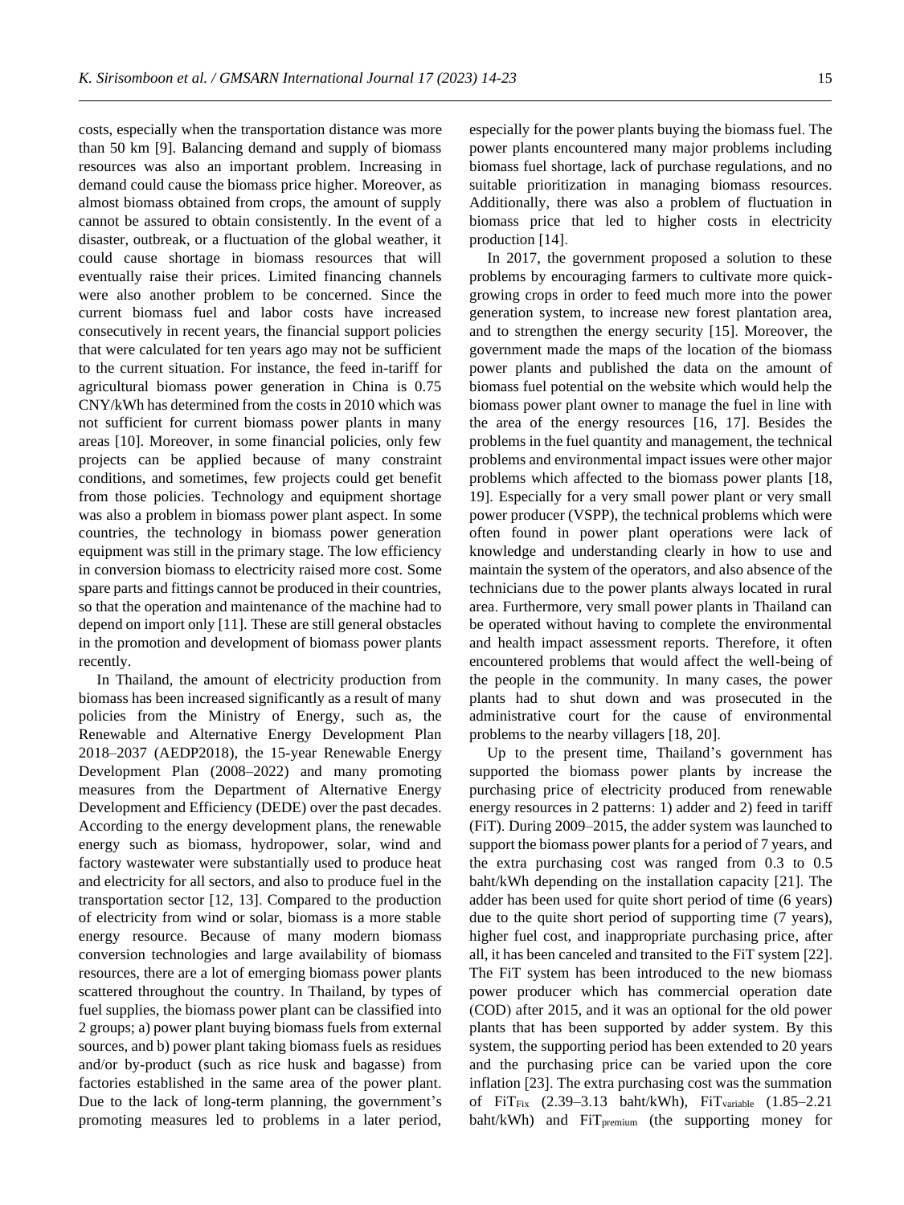costs, especially when the transportation distance was more than 50 km [9]. Balancing demand and supply of biomass resources was also an important problem. Increasing in demand could cause the biomass price higher. Moreover, as almost biomass obtained from crops, the amount of supply cannot be assured to obtain consistently. In the event of a disaster, outbreak, or a fluctuation of the global weather, it could cause shortage in biomass resources that will eventually raise their prices. Limited financing channels were also another problem to be concerned. Since the current biomass fuel and labor costs have increased consecutively in recent years, the financial support policies that were calculated for ten years ago may not be sufficient to the current situation. For instance, the feed in-tariff for agricultural biomass power generation in China is 0.75 CNY/kWh has determined from the costs in 2010 which was not sufficient for current biomass power plants in many areas [10]. Moreover, in some financial policies, only few projects can be applied because of many constraint conditions, and sometimes, few projects could get benefit from those policies. Technology and equipment shortage was also a problem in biomass power plant aspect. In some countries, the technology in biomass power generation equipment was still in the primary stage. The low efficiency in conversion biomass to electricity raised more cost. Some spare parts and fittings cannot be produced in their countries, so that the operation and maintenance of the machine had to depend on import only [11]. These are still general obstacles in the promotion and development of biomass power plants recently.

In Thailand, the amount of electricity production from biomass has been increased significantly as a result of many policies from the Ministry of Energy, such as, the Renewable and Alternative Energy Development Plan 2018–2037 (AEDP2018), the 15-year Renewable Energy Development Plan (2008–2022) and many promoting measures from the Department of Alternative Energy Development and Efficiency (DEDE) over the past decades. According to the energy development plans, the renewable energy such as biomass, hydropower, solar, wind and factory wastewater were substantially used to produce heat and electricity for all sectors, and also to produce fuel in the transportation sector [12, 13]. Compared to the production of electricity from wind or solar, biomass is a more stable energy resource. Because of many modern biomass conversion technologies and large availability of biomass resources, there are a lot of emerging biomass power plants scattered throughout the country. In Thailand, by types of fuel supplies, the biomass power plant can be classified into 2 groups; a) power plant buying biomass fuels from external sources, and b) power plant taking biomass fuels as residues and/or by-product (such as rice husk and bagasse) from factories established in the same area of the power plant. Due to the lack of long-term planning, the government's promoting measures led to problems in a later period, especially for the power plants buying the biomass fuel. The power plants encountered many major problems including biomass fuel shortage, lack of purchase regulations, and no suitable prioritization in managing biomass resources. Additionally, there was also a problem of fluctuation in biomass price that led to higher costs in electricity production [14].

In 2017, the government proposed a solution to these problems by encouraging farmers to cultivate more quick-growing crops in order to feed much more into the power generation system, to increase new forest plantation area, and to strengthen the energy security [15]. Moreover, the government made the maps of the location of the biomass power plants and published the data on the amount of biomass fuel potential on the website which would help the biomass power plant owner to manage the fuel in line with the area of the energy resources [16, 17]. Besides the problems in the fuel quantity and management, the technical problems and environmental impact issues were other major problems which affected to the biomass power plants [18, 19]. Especially for a very small power plant or very small power producer (VSPP), the technical problems which were often found in power plant operations were lack of knowledge and understanding clearly in how to use and maintain the system of the operators, and also absence of the technicians due to the power plants always located in rural area. Furthermore, very small power plants in Thailand can be operated without having to complete the environmental and health impact assessment reports. Therefore, it often encountered problems that would affect the well-being of the people in the community. In many cases, the power plants had to shut down and was prosecuted in the administrative court for the cause of environmental problems to the nearby villagers [18, 20].

Up to the present time, Thailand's government has supported the biomass power plants by increase the purchasing price of electricity produced from renewable energy resources in 2 patterns: 1) adder and 2) feed in tariff (FiT). During 2009–2015, the adder system was launched to support the biomass power plants for a period of 7 years, and the extra purchasing cost was ranged from 0.3 to 0.5 baht/kWh depending on the installation capacity [21]. The adder has been used for quite short period of time (6 years) due to the quite short period of supporting time (7 years), higher fuel cost, and inappropriate purchasing price, after all, it has been canceled and transited to the FiT system [22]. The FiT system has been introduced to the new biomass power producer which has commercial operation date (COD) after 2015, and it was an optional for the old power plants that has been supported by adder system. By this system, the supporting period has been extended to 20 years and the purchasing price can be varied upon the core inflation [23]. The extra purchasing cost was the summation of $FiT_{Fix}$ (2.39–3.13 baht/kWh), $FiT_{variable}$ (1.85–2.21 baht/kWh) and $FiT_{premium}$ (the supporting money for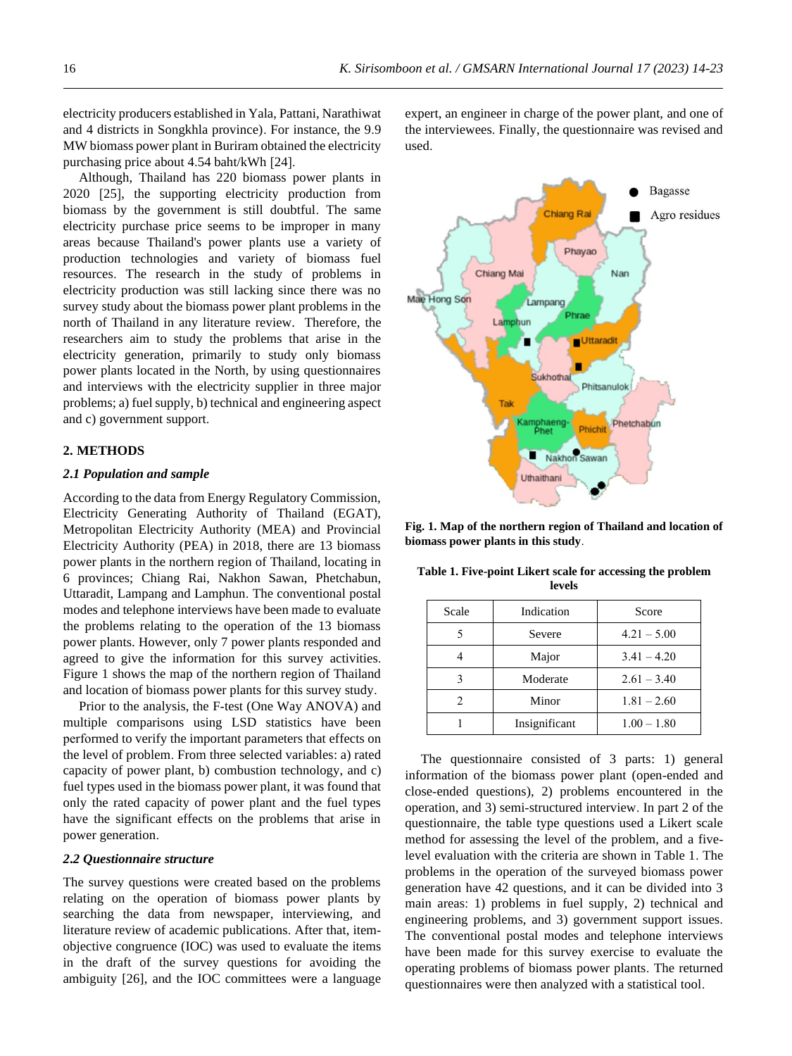electricity producers established in Yala, Pattani, Narathiwat and 4 districts in Songkhla province). For instance, the 9.9 MW biomass power plant in Buriram obtained the electricity purchasing price about 4.54 baht/kWh [24].

Although, Thailand has 220 biomass power plants in 2020 [25], the supporting electricity production from biomass by the government is still doubtful. The same electricity purchase price seems to be improper in many areas because Thailand's power plants use a variety of production technologies and variety of biomass fuel resources. The research in the study of problems in electricity production was still lacking since there was no survey study about the biomass power plant problems in the north of Thailand in any literature review. Therefore, the researchers aim to study the problems that arise in the electricity generation, primarily to study only biomass power plants located in the North, by using questionnaires and interviews with the electricity supplier in three major problems; a) fuel supply, b) technical and engineering aspect and c) government support.

## 2. METHODS

### 2.1 Population and sample

According to the data from Energy Regulatory Commission, Electricity Generating Authority of Thailand (EGAT), Metropolitan Electricity Authority (MEA) and Provincial Electricity Authority (PEA) in 2018, there are 13 biomass power plants in the northern region of Thailand, locating in 6 provinces; Chiang Rai, Nakhon Sawan, Phetchabun, Uttaradit, Lampang and Lamphun. The conventional postal modes and telephone interviews have been made to evaluate the problems relating to the operation of the 13 biomass power plants. However, only 7 power plants responded and agreed to give the information for this survey activities. Figure 1 shows the map of the northern region of Thailand and location of biomass power plants for this survey study.

Prior to the analysis, the F-test (One Way ANOVA) and multiple comparisons using LSD statistics have been performed to verify the important parameters that effects on the level of problem. From three selected variables: a) rated capacity of power plant, b) combustion technology, and c) fuel types used in the biomass power plant, it was found that only the rated capacity of power plant and the fuel types have the significant effects on the problems that arise in power generation.

### 2.2 Questionnaire structure

The survey questions were created based on the problems relating on the operation of biomass power plants by searching the data from newspaper, interviewing, and literature review of academic publications. After that, item-objective congruence (IOC) was used to evaluate the items in the draft of the survey questions for avoiding the ambiguity [26], and the IOC committees were a language expert, an engineer in charge of the power plant, and one of the interviewees. Finally, the questionnaire was revised and used.

**Fig. 1. Map of the northern region of Thailand and location of biomass power plants in this study**.

**Table 1. Five-point Likert scale for accessing the problem levels**

| Scale | Indication | Score |
|---|---|---|
| 5 | Severe | 4.21 – 5.00 |
| 4 | Major | 3.41 – 4.20 |
| 3 | Moderate | 2.61 – 3.40 |
| 2 | Minor | 1.81 – 2.60 |
| 1 | Insignificant | 1.00 – 1.80 |

The questionnaire consisted of 3 parts: 1) general information of the biomass power plant (open-ended and close-ended questions), 2) problems encountered in the operation, and 3) semi-structured interview. In part 2 of the questionnaire, the table type questions used a Likert scale method for assessing the level of the problem, and a five-level evaluation with the criteria are shown in Table 1. The problems in the operation of the surveyed biomass power generation have 42 questions, and it can be divided into 3 main areas: 1) problems in fuel supply, 2) technical and engineering problems, and 3) government support issues. The conventional postal modes and telephone interviews have been made for this survey exercise to evaluate the operating problems of biomass power plants. The returned questionnaires were then analyzed with a statistical tool.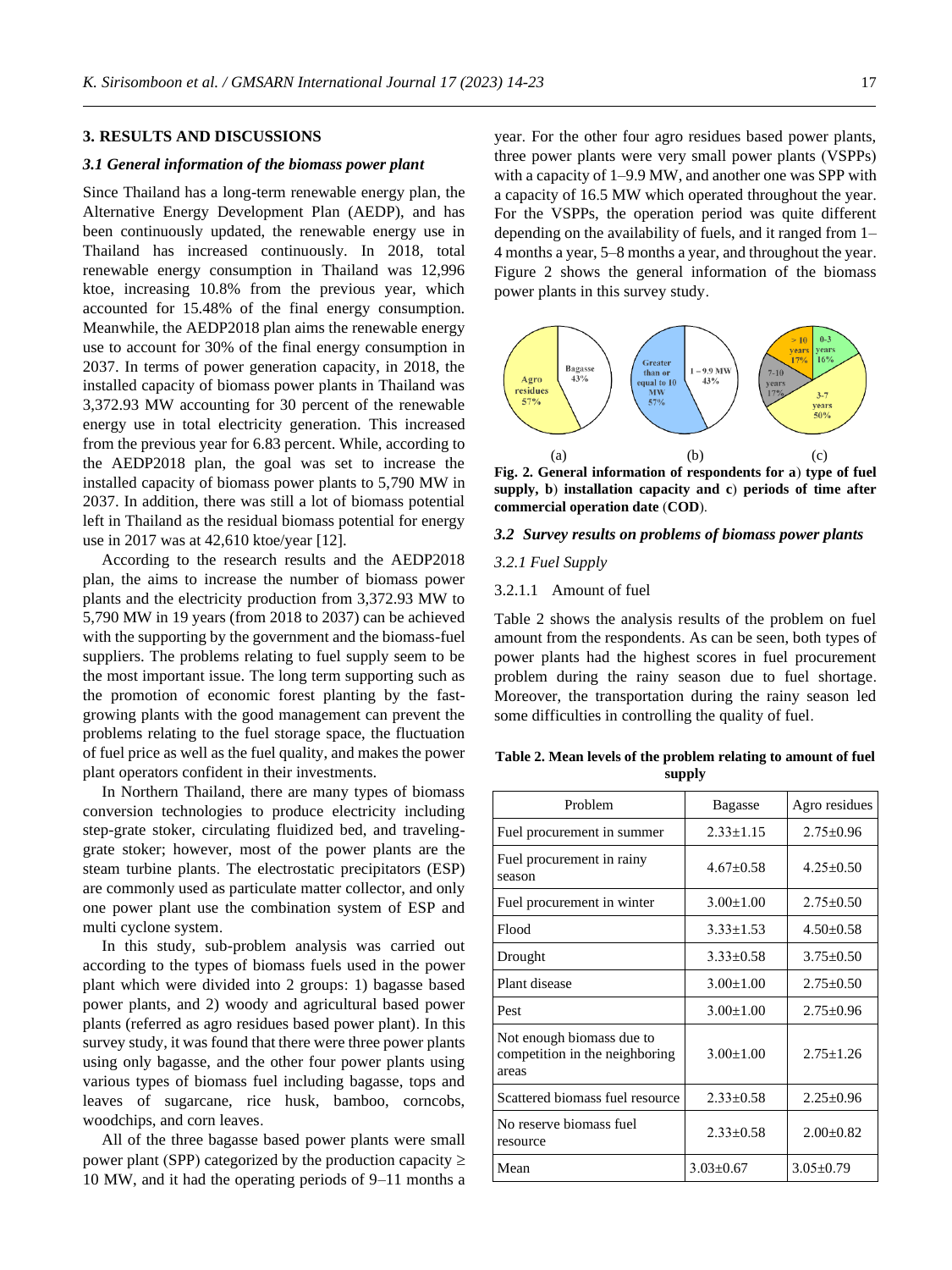## 3. RESULTS AND DISCUSSIONS

### *3.1 General information of the biomass power plant*

Since Thailand has a long-term renewable energy plan, the Alternative Energy Development Plan (AEDP), and has been continuously updated, the renewable energy use in Thailand has increased continuously. In 2018, total renewable energy consumption in Thailand was 12,996 ktoe, increasing 10.8% from the previous year, which accounted for 15.48% of the final energy consumption. Meanwhile, the AEDP2018 plan aims the renewable energy use to account for 30% of the final energy consumption in 2037. In terms of power generation capacity, in 2018, the installed capacity of biomass power plants in Thailand was 3,372.93 MW accounting for 30 percent of the renewable energy use in total electricity generation. This increased from the previous year for 6.83 percent. While, according to the AEDP2018 plan, the goal was set to increase the installed capacity of biomass power plants to 5,790 MW in 2037. In addition, there was still a lot of biomass potential left in Thailand as the residual biomass potential for energy use in 2017 was at 42,610 ktoe/year [12].

According to the research results and the AEDP2018 plan, the aims to increase the number of biomass power plants and the electricity production from 3,372.93 MW to 5,790 MW in 19 years (from 2018 to 2037) can be achieved with the supporting by the government and the biomass-fuel suppliers. The problems relating to fuel supply seem to be the most important issue. The long term supporting such as the promotion of economic forest planting by the fast-growing plants with the good management can prevent the problems relating to the fuel storage space, the fluctuation of fuel price as well as the fuel quality, and makes the power plant operators confident in their investments.

In Northern Thailand, there are many types of biomass conversion technologies to produce electricity including step-grate stoker, circulating fluidized bed, and traveling-grate stoker; however, most of the power plants are the steam turbine plants. The electrostatic precipitators (ESP) are commonly used as particulate matter collector, and only one power plant use the combination system of ESP and multi cyclone system.

In this study, sub-problem analysis was carried out according to the types of biomass fuels used in the power plant which were divided into 2 groups: 1) bagasse based power plants, and 2) woody and agricultural based power plants (referred as agro residues based power plant). In this survey study, it was found that there were three power plants using only bagasse, and the other four power plants using various types of biomass fuel including bagasse, tops and leaves of sugarcane, rice husk, bamboo, corncobs, woodchips, and corn leaves.

All of the three bagasse based power plants were small power plant (SPP) categorized by the production capacity ≥ 10 MW, and it had the operating periods of 9–11 months a year. For the other four agro residues based power plants, three power plants were very small power plants (VSPPs) with a capacity of 1–9.9 MW, and another one was SPP with a capacity of 16.5 MW which operated throughout the year. For the VSPPs, the operation period was quite different depending on the availability of fuels, and it ranged from 1–4 months a year, 5–8 months a year, and throughout the year. Figure 2 shows the general information of the biomass power plants in this survey study.

**Fig. 2. General information of respondents for a) type of fuel supply, b) installation capacity and c) periods of time after commercial operation date (COD).**

### *3.2 Survey results on problems of biomass power plants*

*3.2.1 Fuel Supply*

3.2.1.1 Amount of fuel

Table 2 shows the analysis results of the problem on fuel amount from the respondents. As can be seen, both types of power plants had the highest scores in fuel procurement problem during the rainy season due to fuel shortage. Moreover, the transportation during the rainy season led some difficulties in controlling the quality of fuel.

**Table 2. Mean levels of the problem relating to amount of fuel supply**

| Problem | Bagasse | Agro residues |
|---|---|---|
| Fuel procurement in summer | 2.33±1.15 | 2.75±0.96 |
| Fuel procurement in rainy season | 4.67±0.58 | 4.25±0.50 |
| Fuel procurement in winter | 3.00±1.00 | 2.75±0.50 |
| Flood | 3.33±1.53 | 4.50±0.58 |
| Drought | 3.33±0.58 | 3.75±0.50 |
| Plant disease | 3.00±1.00 | 2.75±0.50 |
| Pest | 3.00±1.00 | 2.75±0.96 |
| Not enough biomass due to competition in the neighboring areas | 3.00±1.00 | 2.75±1.26 |
| Scattered biomass fuel resource | 2.33±0.58 | 2.25±0.96 |
| No reserve biomass fuel resource | 2.33±0.58 | 2.00±0.82 |
| Mean | 3.03±0.67 | 3.05±0.79 |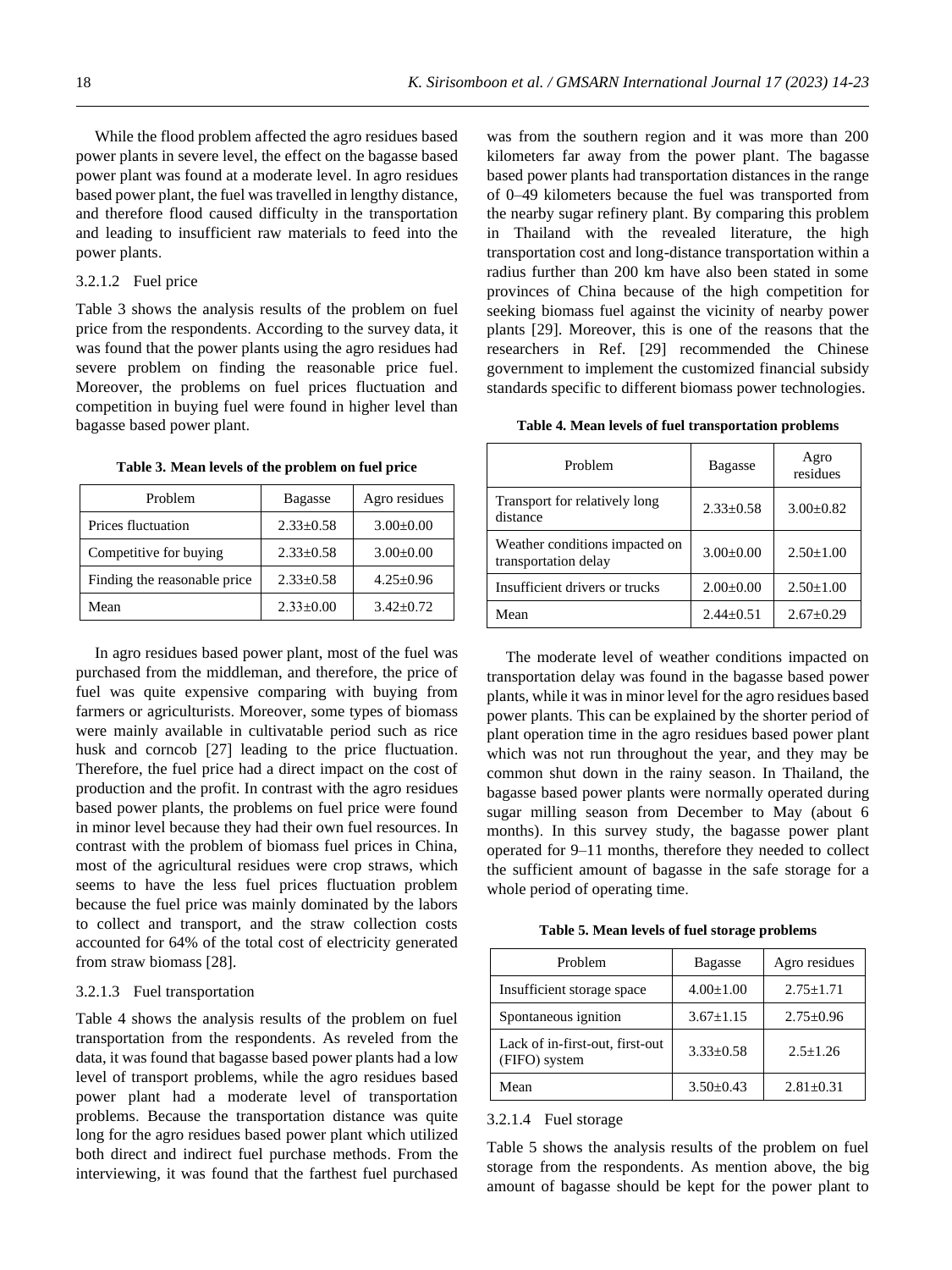While the flood problem affected the agro residues based power plants in severe level, the effect on the bagasse based power plant was found at a moderate level. In agro residues based power plant, the fuel was travelled in lengthy distance, and therefore flood caused difficulty in the transportation and leading to insufficient raw materials to feed into the power plants.

#### 3.2.1.2 Fuel price

Table 3 shows the analysis results of the problem on fuel price from the respondents. According to the survey data, it was found that the power plants using the agro residues had severe problem on finding the reasonable price fuel. Moreover, the problems on fuel prices fluctuation and competition in buying fuel were found in higher level than bagasse based power plant.

**Table 3. Mean levels of the problem on fuel price**

| Problem | Bagasse | Agro residues |
|---|---|---|
| Prices fluctuation | 2.33±0.58 | 3.00±0.00 |
| Competitive for buying | 2.33±0.58 | 3.00±0.00 |
| Finding the reasonable price | 2.33±0.58 | 4.25±0.96 |
| Mean | 2.33±0.00 | 3.42±0.72 |

In agro residues based power plant, most of the fuel was purchased from the middleman, and therefore, the price of fuel was quite expensive comparing with buying from farmers or agriculturists. Moreover, some types of biomass were mainly available in cultivatable period such as rice husk and corncob [27] leading to the price fluctuation. Therefore, the fuel price had a direct impact on the cost of production and the profit. In contrast with the agro residues based power plants, the problems on fuel price were found in minor level because they had their own fuel resources. In contrast with the problem of biomass fuel prices in China, most of the agricultural residues were crop straws, which seems to have the less fuel prices fluctuation problem because the fuel price was mainly dominated by the labors to collect and transport, and the straw collection costs accounted for 64% of the total cost of electricity generated from straw biomass [28].

#### 3.2.1.3 Fuel transportation

Table 4 shows the analysis results of the problem on fuel transportation from the respondents. As reveled from the data, it was found that bagasse based power plants had a low level of transport problems, while the agro residues based power plant had a moderate level of transportation problems. Because the transportation distance was quite long for the agro residues based power plant which utilized both direct and indirect fuel purchase methods. From the interviewing, it was found that the farthest fuel purchased was from the southern region and it was more than 200 kilometers far away from the power plant. The bagasse based power plants had transportation distances in the range of 0–49 kilometers because the fuel was transported from the nearby sugar refinery plant. By comparing this problem in Thailand with the revealed literature, the high transportation cost and long-distance transportation within a radius further than 200 km have also been stated in some provinces of China because of the high competition for seeking biomass fuel against the vicinity of nearby power plants [29]. Moreover, this is one of the reasons that the researchers in Ref. [29] recommended the Chinese government to implement the customized financial subsidy standards specific to different biomass power technologies.

**Table 4. Mean levels of fuel transportation problems**

| Problem | Bagasse | Agro residues |
|---|---|---|
| Transport for relatively long distance | 2.33±0.58 | 3.00±0.82 |
| Weather conditions impacted on transportation delay | 3.00±0.00 | 2.50±1.00 |
| Insufficient drivers or trucks | 2.00±0.00 | 2.50±1.00 |
| Mean | 2.44±0.51 | 2.67±0.29 |

The moderate level of weather conditions impacted on transportation delay was found in the bagasse based power plants, while it was in minor level for the agro residues based power plants. This can be explained by the shorter period of plant operation time in the agro residues based power plant which was not run throughout the year, and they may be common shut down in the rainy season. In Thailand, the bagasse based power plants were normally operated during sugar milling season from December to May (about 6 months). In this survey study, the bagasse power plant operated for 9–11 months, therefore they needed to collect the sufficient amount of bagasse in the safe storage for a whole period of operating time.

**Table 5. Mean levels of fuel storage problems**

| Problem | Bagasse | Agro residues |
|---|---|---|
| Insufficient storage space | 4.00±1.00 | 2.75±1.71 |
| Spontaneous ignition | 3.67±1.15 | 2.75±0.96 |
| Lack of in-first-out, first-out (FIFO) system | 3.33±0.58 | 2.5±1.26 |
| Mean | 3.50±0.43 | 2.81±0.31 |

#### 3.2.1.4 Fuel storage

Table 5 shows the analysis results of the problem on fuel storage from the respondents. As mention above, the big amount of bagasse should be kept for the power plant to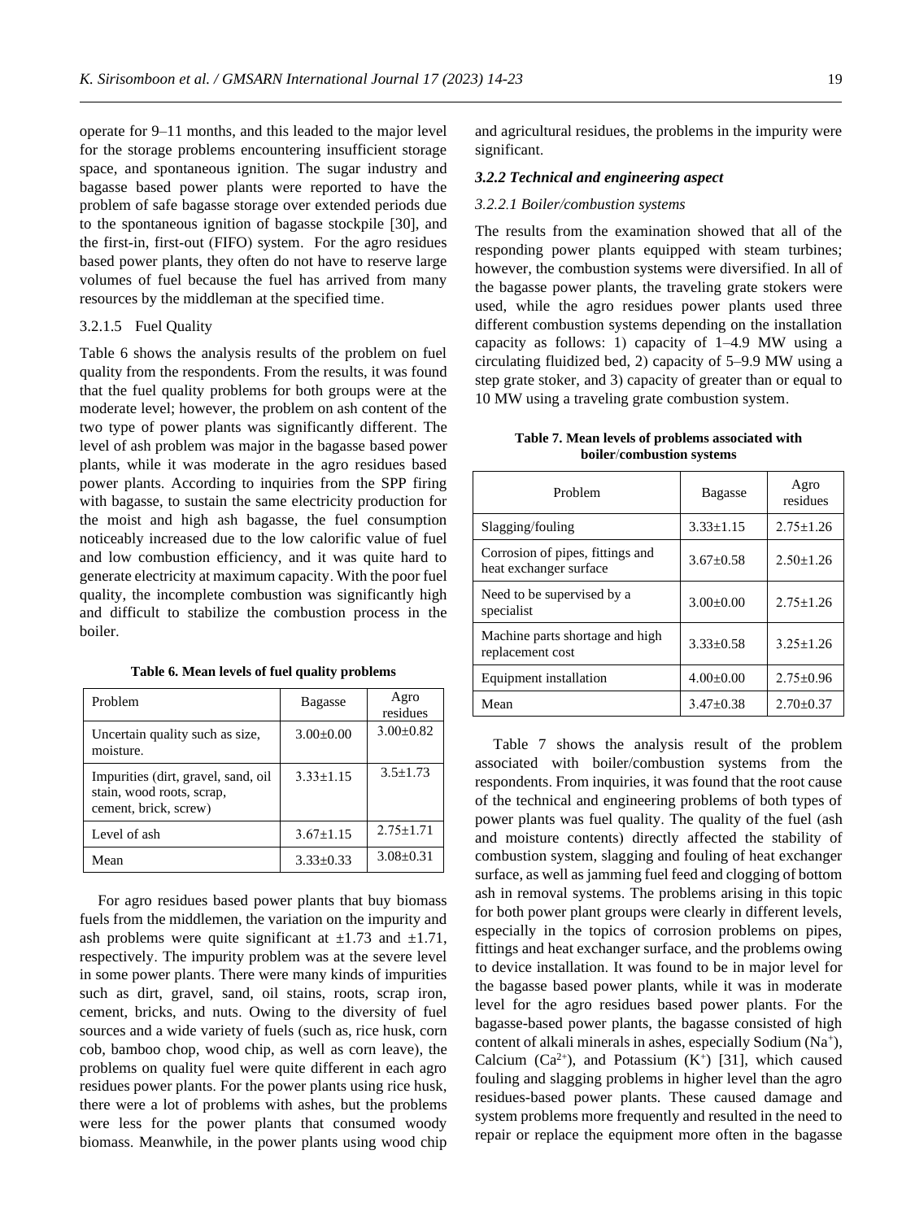operate for 9–11 months, and this leaded to the major level for the storage problems encountering insufficient storage space, and spontaneous ignition. The sugar industry and bagasse based power plants were reported to have the problem of safe bagasse storage over extended periods due to the spontaneous ignition of bagasse stockpile [30], and the first-in, first-out (FIFO) system. For the agro residues based power plants, they often do not have to reserve large volumes of fuel because the fuel has arrived from many resources by the middleman at the specified time.

#### 3.2.1.5 Fuel Quality

Table 6 shows the analysis results of the problem on fuel quality from the respondents. From the results, it was found that the fuel quality problems for both groups were at the moderate level; however, the problem on ash content of the two type of power plants was significantly different. The level of ash problem was major in the bagasse based power plants, while it was moderate in the agro residues based power plants. According to inquiries from the SPP firing with bagasse, to sustain the same electricity production for the moist and high ash bagasse, the fuel consumption noticeably increased due to the low calorific value of fuel and low combustion efficiency, and it was quite hard to generate electricity at maximum capacity. With the poor fuel quality, the incomplete combustion was significantly high and difficult to stabilize the combustion process in the boiler.

**Table 6. Mean levels of fuel quality problems**

| Problem | Bagasse | Agro residues |
|---|---|---|
| Uncertain quality such as size, moisture. | 3.00±0.00 | 3.00±0.82 |
| Impurities (dirt, gravel, sand, oil stain, wood roots, scrap, cement, brick, screw) | 3.33±1.15 | 3.5±1.73 |
| Level of ash | 3.67±1.15 | 2.75±1.71 |
| Mean | 3.33±0.33 | 3.08±0.31 |

For agro residues based power plants that buy biomass fuels from the middlemen, the variation on the impurity and ash problems were quite significant at ±1.73 and ±1.71, respectively. The impurity problem was at the severe level in some power plants. There were many kinds of impurities such as dirt, gravel, sand, oil stains, roots, scrap iron, cement, bricks, and nuts. Owing to the diversity of fuel sources and a wide variety of fuels (such as, rice husk, corn cob, bamboo chop, wood chip, as well as corn leave), the problems on quality fuel were quite different in each agro residues power plants. For the power plants using rice husk, there were a lot of problems with ashes, but the problems were less for the power plants that consumed woody biomass. Meanwhile, in the power plants using wood chip and agricultural residues, the problems in the impurity were significant.

### *3.2.2 Technical and engineering aspect*

#### *3.2.2.1 Boiler/combustion systems*

The results from the examination showed that all of the responding power plants equipped with steam turbines; however, the combustion systems were diversified. In all of the bagasse power plants, the traveling grate stokers were used, while the agro residues power plants used three different combustion systems depending on the installation capacity as follows: 1) capacity of 1–4.9 MW using a circulating fluidized bed, 2) capacity of 5–9.9 MW using a step grate stoker, and 3) capacity of greater than or equal to 10 MW using a traveling grate combustion system.

**Table 7. Mean levels of problems associated with boiler/combustion systems**

| Problem | Bagasse | Agro residues |
|---|---|---|
| Slagging/fouling | 3.33±1.15 | 2.75±1.26 |
| Corrosion of pipes, fittings and heat exchanger surface | 3.67±0.58 | 2.50±1.26 |
| Need to be supervised by a specialist | 3.00±0.00 | 2.75±1.26 |
| Machine parts shortage and high replacement cost | 3.33±0.58 | 3.25±1.26 |
| Equipment installation | 4.00±0.00 | 2.75±0.96 |
| Mean | 3.47±0.38 | 2.70±0.37 |

Table 7 shows the analysis result of the problem associated with boiler/combustion systems from the respondents. From inquiries, it was found that the root cause of the technical and engineering problems of both types of power plants was fuel quality. The quality of the fuel (ash and moisture contents) directly affected the stability of combustion system, slagging and fouling of heat exchanger surface, as well as jamming fuel feed and clogging of bottom ash in removal systems. The problems arising in this topic for both power plant groups were clearly in different levels, especially in the topics of corrosion problems on pipes, fittings and heat exchanger surface, and the problems owing to device installation. It was found to be in major level for the bagasse based power plants, while it was in moderate level for the agro residues based power plants. For the bagasse-based power plants, the bagasse consisted of high content of alkali minerals in ashes, especially Sodium ($Na^{+}$), Calcium ($Ca^{2+}$), and Potassium ($K^{+}$) [31], which caused fouling and slagging problems in higher level than the agro residues-based power plants. These caused damage and system problems more frequently and resulted in the need to repair or replace the equipment more often in the bagasse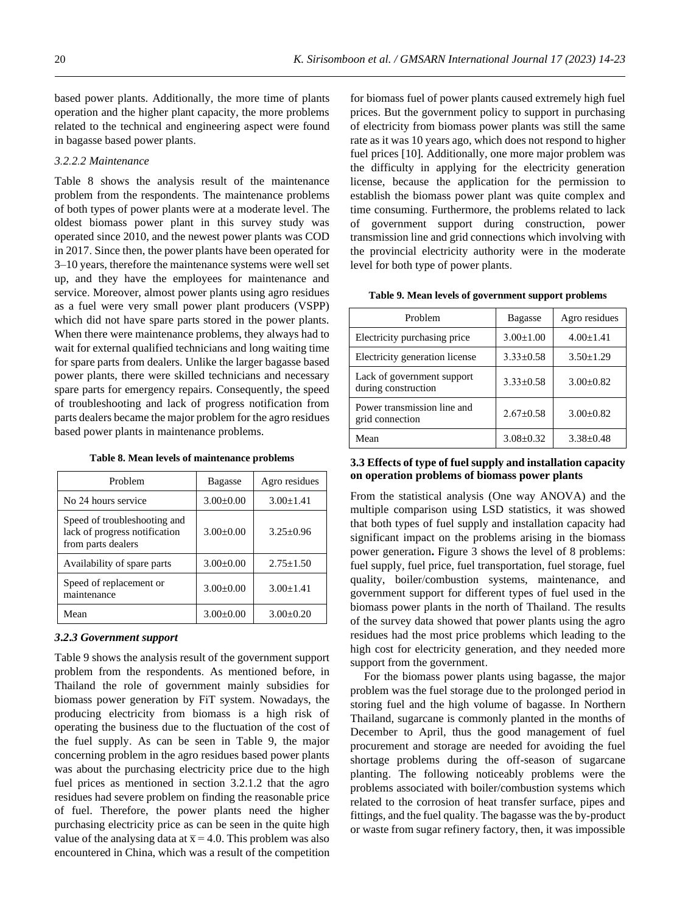based power plants. Additionally, the more time of plants operation and the higher plant capacity, the more problems related to the technical and engineering aspect were found in bagasse based power plants.

*3.2.2.2 Maintenance*

Table 8 shows the analysis result of the maintenance problem from the respondents. The maintenance problems of both types of power plants were at a moderate level. The oldest biomass power plant in this survey study was operated since 2010, and the newest power plants was COD in 2017. Since then, the power plants have been operated for 3–10 years, therefore the maintenance systems were well set up, and they have the employees for maintenance and service. Moreover, almost power plants using agro residues as a fuel were very small power plant producers (VSPP) which did not have spare parts stored in the power plants. When there were maintenance problems, they always had to wait for external qualified technicians and long waiting time for spare parts from dealers. Unlike the larger bagasse based power plants, there were skilled technicians and necessary spare parts for emergency repairs. Consequently, the speed of troubleshooting and lack of progress notification from parts dealers became the major problem for the agro residues based power plants in maintenance problems.

**Table 8. Mean levels of maintenance problems**

| Problem | Bagasse | Agro residues |
|---|---|---|
| No 24 hours service | 3.00±0.00 | 3.00±1.41 |
| Speed of troubleshooting and lack of progress notification from parts dealers | 3.00±0.00 | 3.25±0.96 |
| Availability of spare parts | 3.00±0.00 | 2.75±1.50 |
| Speed of replacement or maintenance | 3.00±0.00 | 3.00±1.41 |
| Mean | 3.00±0.00 | 3.00±0.20 |

### *3.2.3 Government support*

Table 9 shows the analysis result of the government support problem from the respondents. As mentioned before, in Thailand the role of government mainly subsidies for biomass power generation by FiT system. Nowadays, the producing electricity from biomass is a high risk of operating the business due to the fluctuation of the cost of the fuel supply. As can be seen in Table 9, the major concerning problem in the agro residues based power plants was about the purchasing electricity price due to the high fuel prices as mentioned in section 3.2.1.2 that the agro residues had severe problem on finding the reasonable price of fuel. Therefore, the power plants need the higher purchasing electricity price as can be seen in the quite high value of the analysing data at $\bar{x} = 4.0$. This problem was also encountered in China, which was a result of the competition for biomass fuel of power plants caused extremely high fuel prices. But the government policy to support in purchasing of electricity from biomass power plants was still the same rate as it was 10 years ago, which does not respond to higher fuel prices [10]. Additionally, one more major problem was the difficulty in applying for the electricity generation license, because the application for the permission to establish the biomass power plant was quite complex and time consuming. Furthermore, the problems related to lack of government support during construction, power transmission line and grid connections which involving with the provincial electricity authority were in the moderate level for both type of power plants.

**Table 9. Mean levels of government support problems**

| Problem | Bagasse | Agro residues |
|---|---|---|
| Electricity purchasing price | 3.00±1.00 | 4.00±1.41 |
| Electricity generation license | 3.33±0.58 | 3.50±1.29 |
| Lack of government support during construction | 3.33±0.58 | 3.00±0.82 |
| Power transmission line and grid connection | 2.67±0.58 | 3.00±0.82 |
| Mean | 3.08±0.32 | 3.38±0.48 |

### 3.3 Effects of type of fuel supply and installation capacity on operation problems of biomass power plants

From the statistical analysis (One way ANOVA) and the multiple comparison using LSD statistics, it was showed that both types of fuel supply and installation capacity had significant impact on the problems arising in the biomass power generation**.** Figure 3 shows the level of 8 problems: fuel supply, fuel price, fuel transportation, fuel storage, fuel quality, boiler/combustion systems, maintenance, and government support for different types of fuel used in the biomass power plants in the north of Thailand. The results of the survey data showed that power plants using the agro residues had the most price problems which leading to the high cost for electricity generation, and they needed more support from the government.

For the biomass power plants using bagasse, the major problem was the fuel storage due to the prolonged period in storing fuel and the high volume of bagasse. In Northern Thailand, sugarcane is commonly planted in the months of December to April, thus the good management of fuel procurement and storage are needed for avoiding the fuel shortage problems during the off-season of sugarcane planting. The following noticeably problems were the problems associated with boiler/combustion systems which related to the corrosion of heat transfer surface, pipes and fittings, and the fuel quality. The bagasse was the by-product or waste from sugar refinery factory, then, it was impossible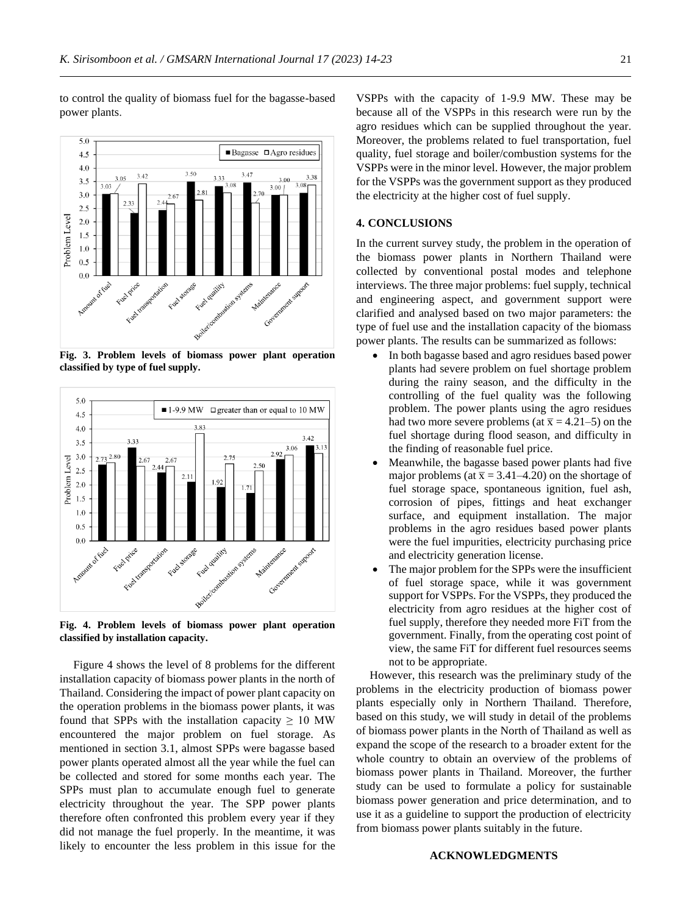to control the quality of biomass fuel for the bagasse-based power plants.

**Fig. 3. Problem levels of biomass power plant operation classified by type of fuel supply.**

**Fig. 4. Problem levels of biomass power plant operation classified by installation capacity.**

Figure 4 shows the level of 8 problems for the different installation capacity of biomass power plants in the north of Thailand. Considering the impact of power plant capacity on the operation problems in the biomass power plants, it was found that SPPs with the installation capacity ≥ 10 MW encountered the major problem on fuel storage. As mentioned in section 3.1, almost SPPs were bagasse based power plants operated almost all the year while the fuel can be collected and stored for some months each year. The SPPs must plan to accumulate enough fuel to generate electricity throughout the year. The SPP power plants therefore often confronted this problem every year if they did not manage the fuel properly. In the meantime, it was likely to encounter the less problem in this issue for the VSPPs with the capacity of 1-9.9 MW. These may be because all of the VSPPs in this research were run by the agro residues which can be supplied throughout the year. Moreover, the problems related to fuel transportation, fuel quality, fuel storage and boiler/combustion systems for the VSPPs were in the minor level. However, the major problem for the VSPPs was the government support as they produced the electricity at the higher cost of fuel supply.

## 4. CONCLUSIONS

In the current survey study, the problem in the operation of the biomass power plants in Northern Thailand were collected by conventional postal modes and telephone interviews. The three major problems: fuel supply, technical and engineering aspect, and government support were clarified and analysed based on two major parameters: the type of fuel use and the installation capacity of the biomass power plants. The results can be summarized as follows:

- In both bagasse based and agro residues based power plants had severe problem on fuel shortage problem during the rainy season, and the difficulty in the controlling of the fuel quality was the following problem. The power plants using the agro residues had two more severe problems (at $\bar{x}$ = 4.21–5) on the fuel shortage during flood season, and difficulty in the finding of reasonable fuel price.
- Meanwhile, the bagasse based power plants had five major problems (at $\bar{x}$ = 3.41–4.20) on the shortage of fuel storage space, spontaneous ignition, fuel ash, corrosion of pipes, fittings and heat exchanger surface, and equipment installation. The major problems in the agro residues based power plants were the fuel impurities, electricity purchasing price and electricity generation license.
- The major problem for the SPPs were the insufficient of fuel storage space, while it was government support for VSPPs. For the VSPPs, they produced the electricity from agro residues at the higher cost of fuel supply, therefore they needed more FiT from the government. Finally, from the operating cost point of view, the same FiT for different fuel resources seems not to be appropriate.

However, this research was the preliminary study of the problems in the electricity production of biomass power plants especially only in Northern Thailand. Therefore, based on this study, we will study in detail of the problems of biomass power plants in the North of Thailand as well as expand the scope of the research to a broader extent for the whole country to obtain an overview of the problems of biomass power plants in Thailand. Moreover, the further study can be used to formulate a policy for sustainable biomass power generation and price determination, and to use it as a guideline to support the production of electricity from biomass power plants suitably in the future.

## ACKNOWLEDGMENTS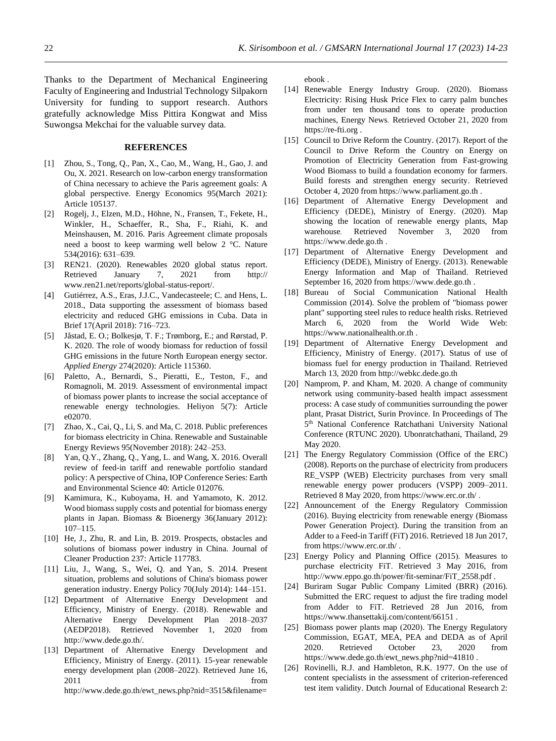Thanks to the Department of Mechanical Engineering Faculty of Engineering and Industrial Technology Silpakorn University for funding to support research. Authors gratefully acknowledge Miss Pittira Kongwat and Miss Suwongsa Mekchai for the valuable survey data.

## REFERENCES

[1] Zhou, S., Tong, Q., Pan, X., Cao, M., Wang, H., Gao, J. and Ou, X. 2021. Research on low-carbon energy transformation of China necessary to achieve the Paris agreement goals: A global perspective. Energy Economics 95(March 2021): Article 105137.

[2] Rogelj, J., Elzen, M.D., Höhne, N., Fransen, T., Fekete, H., Winkler, H., Schaeffer, R., Sha, F., Riahi, K. and Meinshausen, M. 2016. Paris Agreement climate proposals need a boost to keep warming well below 2 °C. Nature 534(2016): 631–639.

[3] REN21. (2020). Renewables 2020 global status report. Retrieved January 7, 2021 from http:// www.ren21.net/reports/global-status-report/.

[4] Gutiérrez, A.S., Eras, J.J.C., Vandecasteele; C. and Hens, L. 2018., Data supporting the assessment of biomass based electricity and reduced GHG emissions in Cuba. Data in Brief 17(April 2018): 716–723.

[5] Jåstad, E. O.; Bolkesjø, T. F.; Trømborg, E.; and Rørstad, P. K. 2020. The role of woody biomass for reduction of fossil GHG emissions in the future North European energy sector. *Applied Energy* 274(2020): Article 115360.

[6] Paletto, A., Bernardi, S., Pieratti, E., Teston, F., and Romagnoli, M. 2019. Assessment of environmental impact of biomass power plants to increase the social acceptance of renewable energy technologies. Heliyon 5(7): Article e02070.

[7] Zhao, X., Cai, Q., Li, S. and Ma, C. 2018. Public preferences for biomass electricity in China. Renewable and Sustainable Energy Reviews 95(November 2018): 242–253.

[8] Yan, Q.Y., Zhang, Q., Yang, L. and Wang, X. 2016. Overall review of feed-in tariff and renewable portfolio standard policy: A perspective of China, IOP Conference Series: Earth and Environmental Science 40: Article 012076.

[9] Kamimura, K., Kuboyama, H. and Yamamoto, K. 2012. Wood biomass supply costs and potential for biomass energy plants in Japan. Biomass & Bioenergy 36(January 2012): 107–115.

[10] He, J., Zhu, R. and Lin, B. 2019. Prospects, obstacles and solutions of biomass power industry in China. Journal of Cleaner Production 237: Article 117783.

[11] Liu, J., Wang, S., Wei, Q. and Yan, S. 2014. Present situation, problems and solutions of China's biomass power generation industry. Energy Policy 70(July 2014): 144–151.

[12] Department of Alternative Energy Development and Efficiency, Ministry of Energy. (2018). Renewable and Alternative Energy Development Plan 2018–2037 (AEDP2018). Retrieved November 1, 2020 from http://www.dede.go.th/.

[13] Department of Alternative Energy Development and Efficiency, Ministry of Energy. (2011). 15-year renewable energy development plan (2008–2022). Retrieved June 16, 2011 from http://www.dede.go.th/ewt_news.php?nid=3515&filename=ebook .

[14] Renewable Energy Industry Group. (2020). Biomass Electricity: Rising Husk Price Flex to carry palm bunches from under ten thousand tons to operate production machines, Energy News. Retrieved October 21, 2020 from https://re-fti.org .

[15] Council to Drive Reform the Country. (2017). Report of the Council to Drive Reform the Country on Energy on Promotion of Electricity Generation from Fast-growing Wood Biomass to build a foundation economy for farmers. Build forests and strengthen energy security. Retrieved October 4, 2020 from https://www.parliament.go.th .

[16] Department of Alternative Energy Development and Efficiency (DEDE), Ministry of Energy. (2020). Map showing the location of renewable energy plants, Map warehouse. Retrieved November 3, 2020 from https://www.dede.go.th .

[17] Department of Alternative Energy Development and Efficiency (DEDE), Ministry of Energy. (2013). Renewable Energy Information and Map of Thailand. Retrieved September 16, 2020 from https://www.dede.go.th .

[18] Bureau of Social Communication National Health Commission (2014). Solve the problem of "biomass power plant" supporting steel rules to reduce health risks. Retrieved March 6, 2020 from the World Wide Web: https://www.nationalhealth.or.th .

[19] Department of Alternative Energy Development and Efficiency, Ministry of Energy. (2017). Status of use of biomass fuel for energy production in Thailand. Retrieved March 13, 2020 from http://webkc.dede.go.th

[20] Namprom, P. and Kham, M. 2020. A change of community network using community-based health impact assessment process: A case study of communities surrounding the power plant, Prasat District, Surin Province. In Proceedings of The 5th National Conference Ratchathani University National Conference (RTUNC 2020). Ubonratchathani, Thailand, 29 May 2020.

[21] The Energy Regulatory Commission (Office of the ERC) (2008). Reports on the purchase of electricity from producers RE_VSPP (WEB) Electricity purchases from very small renewable energy power producers (VSPP) 2009–2011. Retrieved 8 May 2020, from https://www.erc.or.th/ .

[22] Announcement of the Energy Regulatory Commission (2016). Buying electricity from renewable energy (Biomass Power Generation Project). During the transition from an Adder to a Feed-in Tariff (FiT) 2016. Retrieved 18 Jun 2017, from https://www.erc.or.th/ .

[23] Energy Policy and Planning Office (2015). Measures to purchase electricity FiT. Retrieved 3 May 2016, from http://www.eppo.go.th/power/fit-seminar/FiT_2558.pdf .

[24] Buriram Sugar Public Company Limited (BRR) (2016). Submitted the ERC request to adjust the fire trading model from Adder to FiT. Retrieved 28 Jun 2016, from https://www.thansettakij.com/content/66151 .

[25] Biomass power plants map (2020). The Energy Regulatory Commission, EGAT, MEA, PEA and DEDA as of April 2020. Retrieved October 23, 2020 from https://www.dede.go.th/ewt_news.php?nid=41810 .

[26] Rovinelli, R.J. and Hambleton, R.K. 1977. On the use of content specialists in the assessment of criterion-referenced test item validity. Dutch Journal of Educational Research 2: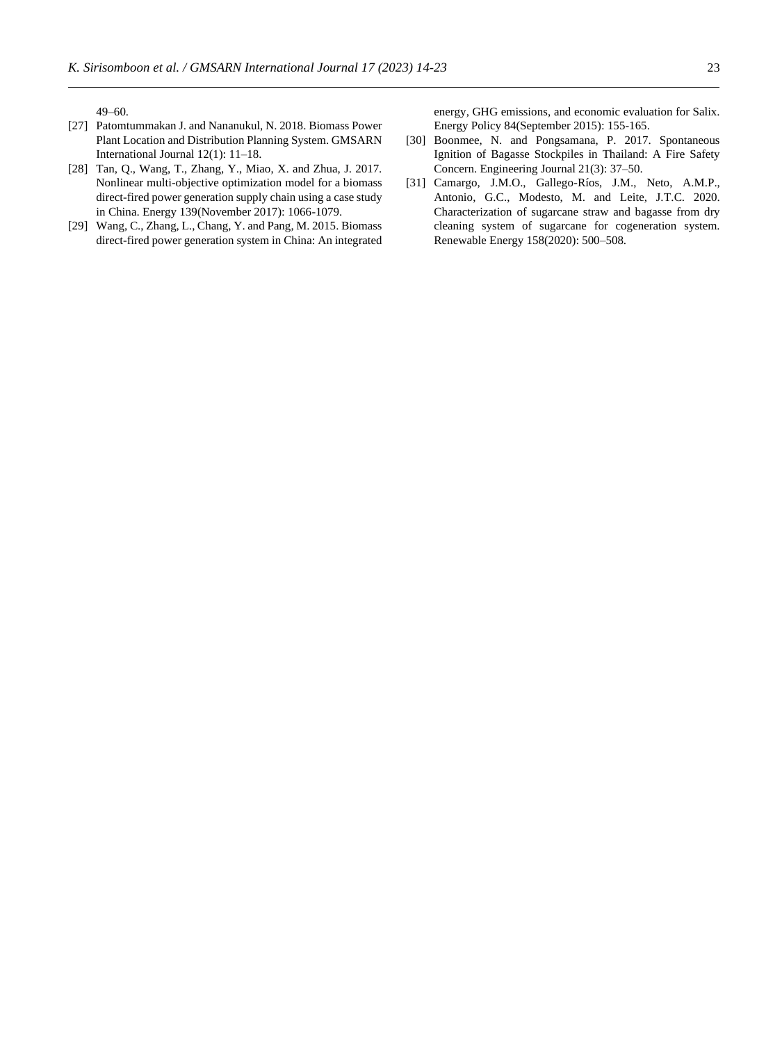49–60.

[27] Patomtummakan J. and Nananukul, N. 2018. Biomass Power Plant Location and Distribution Planning System. GMSARN International Journal 12(1): 11–18.

[28] Tan, Q., Wang, T., Zhang, Y., Miao, X. and Zhua, J. 2017. Nonlinear multi-objective optimization model for a biomass direct-fired power generation supply chain using a case study in China. Energy 139(November 2017): 1066-1079.

[29] Wang, C., Zhang, L., Chang, Y. and Pang, M. 2015. Biomass direct-fired power generation system in China: An integrated energy, GHG emissions, and economic evaluation for Salix. Energy Policy 84(September 2015): 155-165.

[30] Boonmee, N. and Pongsamana, P. 2017. Spontaneous Ignition of Bagasse Stockpiles in Thailand: A Fire Safety Concern. Engineering Journal 21(3): 37–50.

[31] Camargo, J.M.O., Gallego-Ríos, J.M., Neto, A.M.P., Antonio, G.C., Modesto, M. and Leite, J.T.C. 2020. Characterization of sugarcane straw and bagasse from dry cleaning system of sugarcane for cogeneration system. Renewable Energy 158(2020): 500–508.